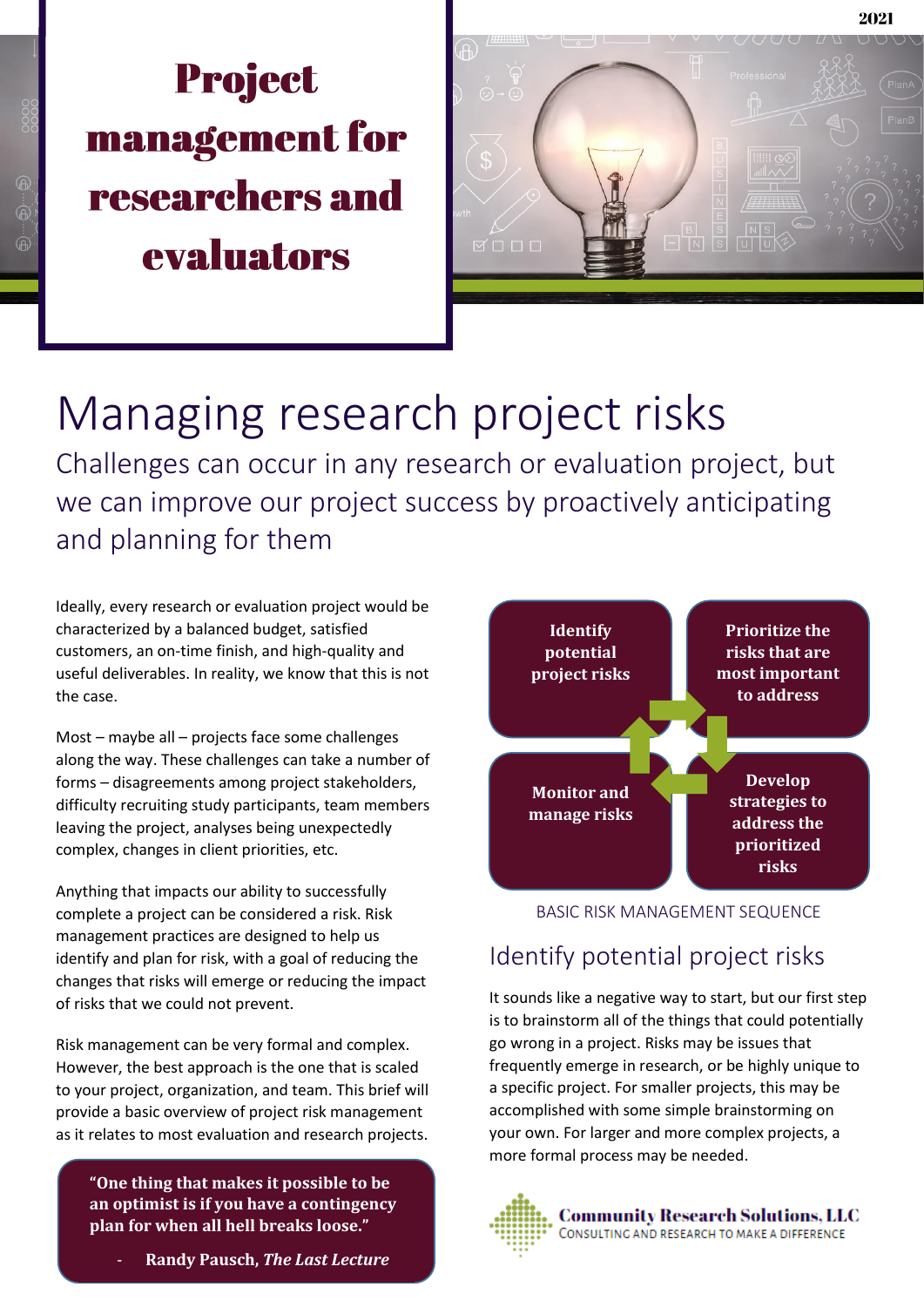2021

# Project management for researchers and evaluators

# Managing research project risks

## Challenges can occur in any research or evaluation project, but we can improve our project success by proactively anticipating and planning for them

Ideally, every research or evaluation project would be characterized by a balanced budget, satisfied customers, an on-time finish, and high-quality and useful deliverables. In reality, we know that this is not the case.

Most – maybe all – projects face some challenges along the way. These challenges can take a number of forms – disagreements among project stakeholders, difficulty recruiting study participants, team members leaving the project, analyses being unexpectedly complex, changes in client priorities, etc.

Anything that impacts our ability to successfully complete a project can be considered a risk. Risk management practices are designed to help us identify and plan for risk, with a goal of reducing the changes that risks will emerge or reducing the impact of risks that we could not prevent.

Risk management can be very formal and complex. However, the best approach is the one that is scaled to your project, organization, and team. This brief will provide a basic overview of project risk management as it relates to most evaluation and research projects.

> **"One thing that makes it possible to be an optimist is if you have a contingency plan for when all hell breaks loose."**
>
> - **Randy Pausch, *The Last Lecture***

**Identify potential project risks**

**Prioritize the risks that are most important to address**

**Develop strategies to address the prioritized risks**

**Monitor and manage risks**

BASIC RISK MANAGEMENT SEQUENCE

### Identify potential project risks

It sounds like a negative way to start, but our first step is to brainstorm all of the things that could potentially go wrong in a project. Risks may be issues that frequently emerge in research, or be highly unique to a specific project. For smaller projects, this may be accomplished with some simple brainstorming on your own. For larger and more complex projects, a more formal process may be needed.

**Community Research Solutions, LLC**
CONSULTING AND RESEARCH TO MAKE A DIFFERENCE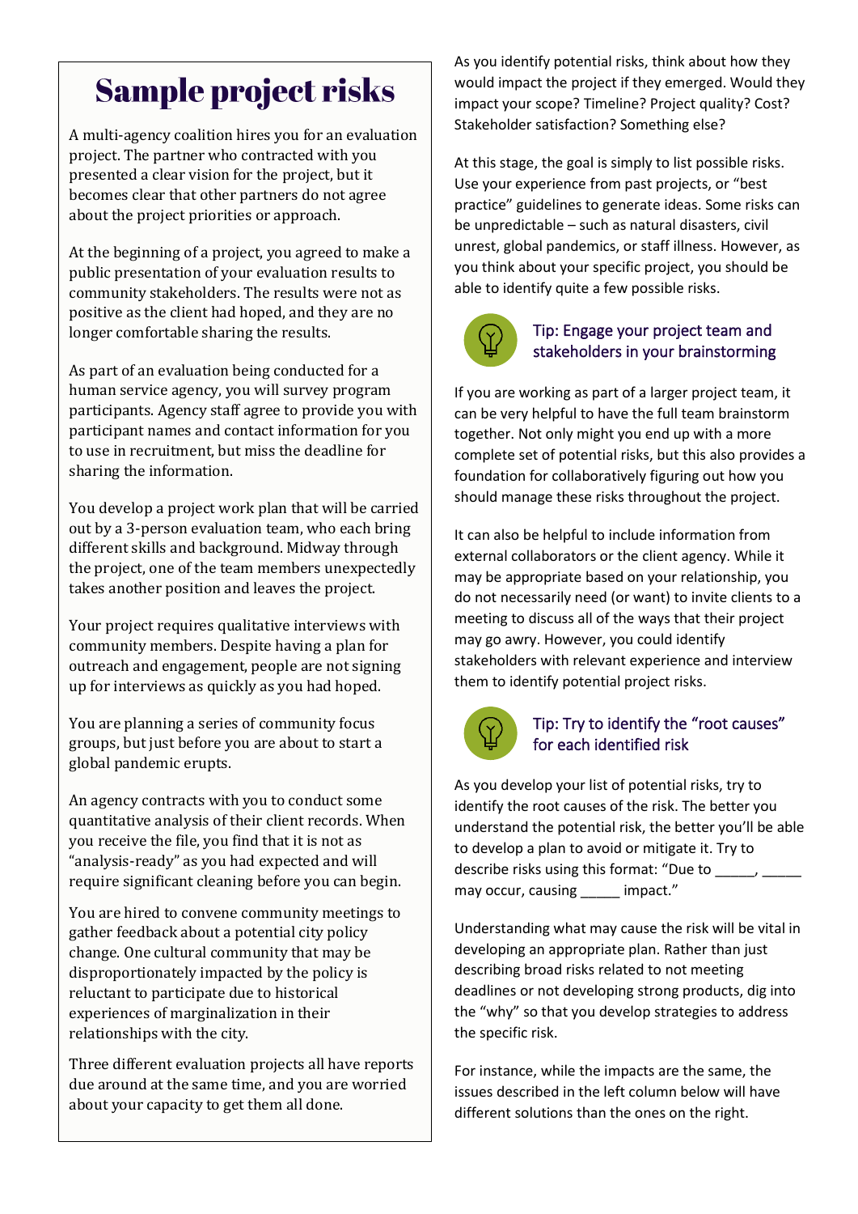# Sample project risks

A multi-agency coalition hires you for an evaluation project. The partner who contracted with you presented a clear vision for the project, but it becomes clear that other partners do not agree about the project priorities or approach.

At the beginning of a project, you agreed to make a public presentation of your evaluation results to community stakeholders. The results were not as positive as the client had hoped, and they are no longer comfortable sharing the results.

As part of an evaluation being conducted for a human service agency, you will survey program participants. Agency staff agree to provide you with participant names and contact information for you to use in recruitment, but miss the deadline for sharing the information.

You develop a project work plan that will be carried out by a 3-person evaluation team, who each bring different skills and background. Midway through the project, one of the team members unexpectedly takes another position and leaves the project.

Your project requires qualitative interviews with community members. Despite having a plan for outreach and engagement, people are not signing up for interviews as quickly as you had hoped.

You are planning a series of community focus groups, but just before you are about to start a global pandemic erupts.

An agency contracts with you to conduct some quantitative analysis of their client records. When you receive the file, you find that it is not as "analysis-ready" as you had expected and will require significant cleaning before you can begin.

You are hired to convene community meetings to gather feedback about a potential city policy change. One cultural community that may be disproportionately impacted by the policy is reluctant to participate due to historical experiences of marginalization in their relationships with the city.

Three different evaluation projects all have reports due around at the same time, and you are worried about your capacity to get them all done.

As you identify potential risks, think about how they would impact the project if they emerged. Would they impact your scope? Timeline? Project quality? Cost? Stakeholder satisfaction? Something else?

At this stage, the goal is simply to list possible risks. Use your experience from past projects, or "best practice" guidelines to generate ideas. Some risks can be unpredictable – such as natural disasters, civil unrest, global pandemics, or staff illness. However, as you think about your specific project, you should be able to identify quite a few possible risks.

### Tip: Engage your project team and stakeholders in your brainstorming

If you are working as part of a larger project team, it can be very helpful to have the full team brainstorm together. Not only might you end up with a more complete set of potential risks, but this also provides a foundation for collaboratively figuring out how you should manage these risks throughout the project.

It can also be helpful to include information from external collaborators or the client agency. While it may be appropriate based on your relationship, you do not necessarily need (or want) to invite clients to a meeting to discuss all of the ways that their project may go awry. However, you could identify stakeholders with relevant experience and interview them to identify potential project risks.

### Tip: Try to identify the "root causes" for each identified risk

As you develop your list of potential risks, try to identify the root causes of the risk. The better you understand the potential risk, the better you'll be able to develop a plan to avoid or mitigate it. Try to describe risks using this format: "Due to _____, _____ may occur, causing _____ impact."

Understanding what may cause the risk will be vital in developing an appropriate plan. Rather than just describing broad risks related to not meeting deadlines or not developing strong products, dig into the "why" so that you develop strategies to address the specific risk.

For instance, while the impacts are the same, the issues described in the left column below will have different solutions than the ones on the right.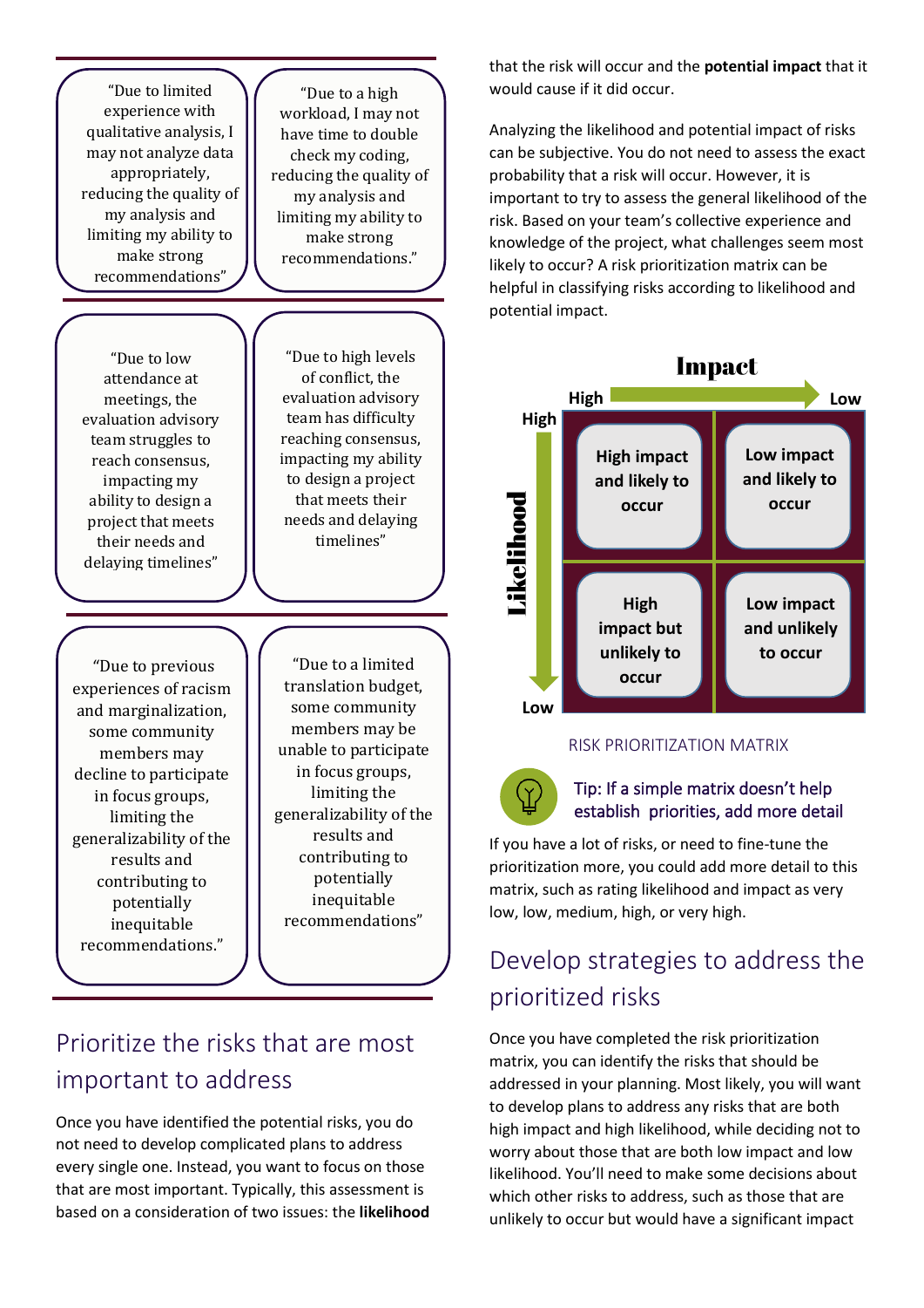"Due to limited experience with qualitative analysis, I may not analyze data appropriately, reducing the quality of my analysis and limiting my ability to make strong recommendations"

"Due to a high workload, I may not have time to double check my coding, reducing the quality of my analysis and limiting my ability to make strong recommendations."

"Due to low attendance at meetings, the evaluation advisory team struggles to reach consensus, impacting my ability to design a project that meets their needs and delaying timelines"

"Due to high levels of conflict, the evaluation advisory team has difficulty reaching consensus, impacting my ability to design a project that meets their needs and delaying timelines"

"Due to previous experiences of racism and marginalization, some community members may decline to participate in focus groups, limiting the generalizability of the results and contributing to potentially inequitable recommendations."

"Due to a limited translation budget, some community members may be unable to participate in focus groups, limiting the generalizability of the results and contributing to potentially inequitable recommendations"

## Prioritize the risks that are most important to address

Once you have identified the potential risks, you do not need to develop complicated plans to address every single one. Instead, you want to focus on those that are most important. Typically, this assessment is based on a consideration of two issues: the **likelihood** that the risk will occur and the **potential impact** that it would cause if it did occur.

Analyzing the likelihood and potential impact of risks can be subjective. You do not need to assess the exact probability that a risk will occur. However, it is important to try to assess the general likelihood of the risk. Based on your team's collective experience and knowledge of the project, what challenges seem most likely to occur? A risk prioritization matrix can be helpful in classifying risks according to likelihood and potential impact.

Impact
High
Low
Likelihood
High
Low
High impact and likely to occur
Low impact and likely to occur
High impact but unlikely to occur
Low impact and unlikely to occur

RISK PRIORITIZATION MATRIX

Tip: If a simple matrix doesn't help establish priorities, add more detail

If you have a lot of risks, or need to fine-tune the prioritization more, you could add more detail to this matrix, such as rating likelihood and impact as very low, low, medium, high, or very high.

## Develop strategies to address the prioritized risks

Once you have completed the risk prioritization matrix, you can identify the risks that should be addressed in your planning. Most likely, you will want to develop plans to address any risks that are both high impact and high likelihood, while deciding not to worry about those that are both low impact and low likelihood. You'll need to make some decisions about which other risks to address, such as those that are unlikely to occur but would have a significant impact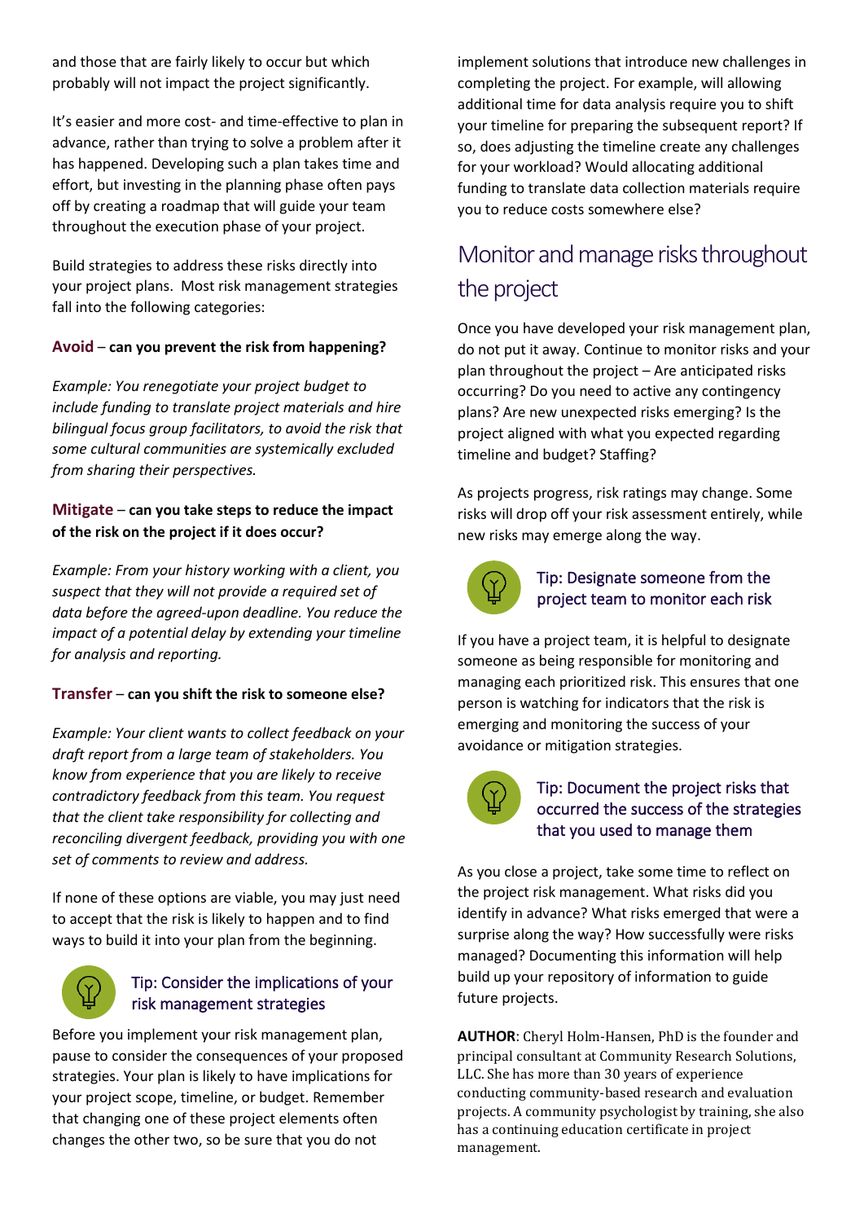and those that are fairly likely to occur but which probably will not impact the project significantly.

It's easier and more cost- and time-effective to plan in advance, rather than trying to solve a problem after it has happened. Developing such a plan takes time and effort, but investing in the planning phase often pays off by creating a roadmap that will guide your team throughout the execution phase of your project.

Build strategies to address these risks directly into your project plans. Most risk management strategies fall into the following categories:

**Avoid** – **can you prevent the risk from happening?**

*Example: You renegotiate your project budget to include funding to translate project materials and hire bilingual focus group facilitators, to avoid the risk that some cultural communities are systemically excluded from sharing their perspectives.*

**Mitigate** – **can you take steps to reduce the impact of the risk on the project if it does occur?**

*Example: From your history working with a client, you suspect that they will not provide a required set of data before the agreed-upon deadline. You reduce the impact of a potential delay by extending your timeline for analysis and reporting.*

**Transfer** – **can you shift the risk to someone else?**

*Example: Your client wants to collect feedback on your draft report from a large team of stakeholders. You know from experience that you are likely to receive contradictory feedback from this team. You request that the client take responsibility for collecting and reconciling divergent feedback, providing you with one set of comments to review and address.*

If none of these options are viable, you may just need to accept that the risk is likely to happen and to find ways to build it into your plan from the beginning.

### Tip: Consider the implications of your risk management strategies

Before you implement your risk management plan, pause to consider the consequences of your proposed strategies. Your plan is likely to have implications for your project scope, timeline, or budget. Remember that changing one of these project elements often changes the other two, so be sure that you do not implement solutions that introduce new challenges in completing the project. For example, will allowing additional time for data analysis require you to shift your timeline for preparing the subsequent report? If so, does adjusting the timeline create any challenges for your workload? Would allocating additional funding to translate data collection materials require you to reduce costs somewhere else?

## Monitor and manage risks throughout the project

Once you have developed your risk management plan, do not put it away. Continue to monitor risks and your plan throughout the project – Are anticipated risks occurring? Do you need to active any contingency plans? Are new unexpected risks emerging? Is the project aligned with what you expected regarding timeline and budget? Staffing?

As projects progress, risk ratings may change. Some risks will drop off your risk assessment entirely, while new risks may emerge along the way.

### Tip: Designate someone from the project team to monitor each risk

If you have a project team, it is helpful to designate someone as being responsible for monitoring and managing each prioritized risk. This ensures that one person is watching for indicators that the risk is emerging and monitoring the success of your avoidance or mitigation strategies.

### Tip: Document the project risks that occurred the success of the strategies that you used to manage them

As you close a project, take some time to reflect on the project risk management. What risks did you identify in advance? What risks emerged that were a surprise along the way? How successfully were risks managed? Documenting this information will help build up your repository of information to guide future projects.

**AUTHOR**: Cheryl Holm-Hansen, PhD is the founder and principal consultant at Community Research Solutions, LLC. She has more than 30 years of experience conducting community-based research and evaluation projects. A community psychologist by training, she also has a continuing education certificate in project management.